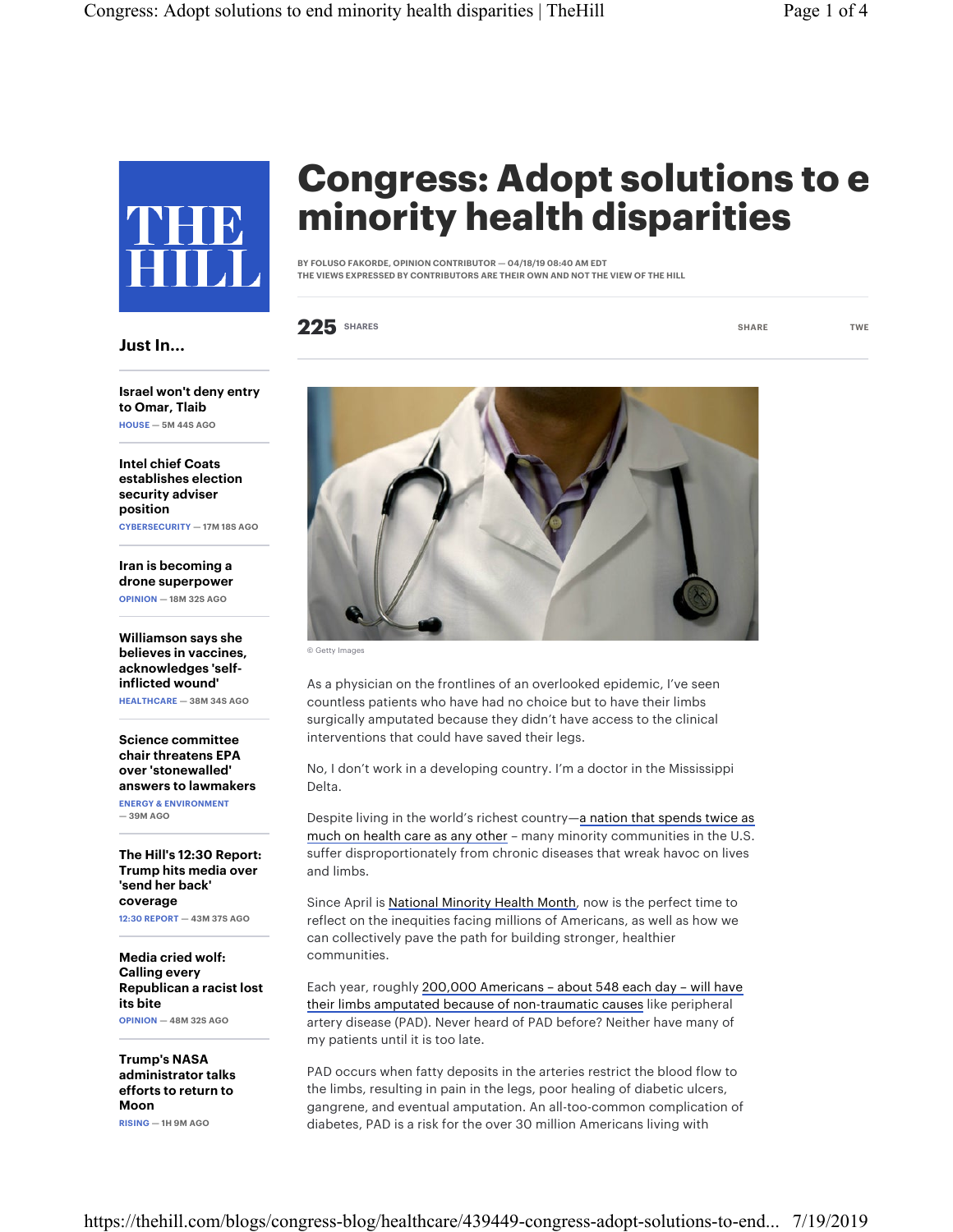# Congress: Adopt solutions to end minority health disparities

BY FOLUSO FAKORDE, OPINION CONTRIBUTOR — 04/18/19 08:40 AM EDT
THE VIEWS EXPRESSED BY CONTRIBUTORS ARE THEIR OWN AND NOT THE VIEW OF THE HILL

**225** SHARES

## Just In...

**Israel won't deny entry to Omar, Tlaib**
HOUSE — 5M 44S AGO

**Intel chief Coats establishes election security adviser position**
CYBERSECURITY — 17M 18S AGO

**Iran is becoming a drone superpower**
OPINION — 18M 32S AGO

**Williamson says she believes in vaccines, acknowledges 'self-inflicted wound'**
HEALTHCARE — 38M 34S AGO

**Science committee chair threatens EPA over 'stonewalled' answers to lawmakers**
ENERGY & ENVIRONMENT — 39M AGO

**The Hill's 12:30 Report: Trump hits media over 'send her back' coverage**
12:30 REPORT — 43M 37S AGO

**Media cried wolf: Calling every Republican a racist lost its bite**
OPINION — 48M 32S AGO

**Trump's NASA administrator talks efforts to return to Moon**
RISING — 1H 9M AGO

© Getty Images

As a physician on the frontlines of an overlooked epidemic, I've seen countless patients who have had no choice but to have their limbs surgically amputated because they didn't have access to the clinical interventions that could have saved their legs.

No, I don't work in a developing country. I'm a doctor in the Mississippi Delta.

Despite living in the world's richest country—a nation that spends twice as much on health care as any other – many minority communities in the U.S. suffer disproportionately from chronic diseases that wreak havoc on lives and limbs.

Since April is National Minority Health Month, now is the perfect time to reflect on the inequities facing millions of Americans, as well as how we can collectively pave the path for building stronger, healthier communities.

Each year, roughly 200,000 Americans – about 548 each day – will have their limbs amputated because of non-traumatic causes like peripheral artery disease (PAD). Never heard of PAD before? Neither have many of my patients until it is too late.

PAD occurs when fatty deposits in the arteries restrict the blood flow to the limbs, resulting in pain in the legs, poor healing of diabetic ulcers, gangrene, and eventual amputation. An all-too-common complication of diabetes, PAD is a risk for the over 30 million Americans living with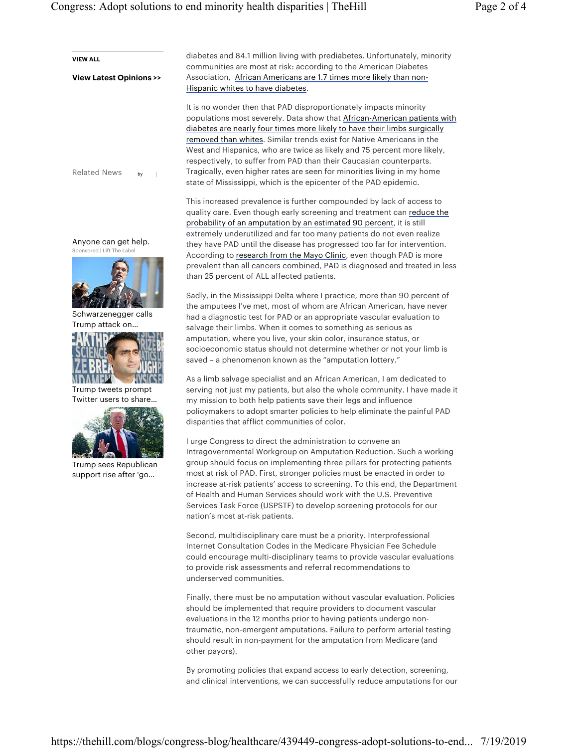diabetes and 84.1 million living with prediabetes. Unfortunately, minority communities are most at risk: according to the American Diabetes Association, African Americans are 1.7 times more likely than non-Hispanic whites to have diabetes.

It is no wonder then that PAD disproportionately impacts minority populations most severely. Data show that African-American patients with diabetes are nearly four times more likely to have their limbs surgically removed than whites. Similar trends exist for Native Americans in the West and Hispanics, who are twice as likely and 75 percent more likely, respectively, to suffer from PAD than their Caucasian counterparts. Tragically, even higher rates are seen for minorities living in my home state of Mississippi, which is the epicenter of the PAD epidemic.

This increased prevalence is further compounded by lack of access to quality care. Even though early screening and treatment can reduce the probability of an amputation by an estimated 90 percent, it is still extremely underutilized and far too many patients do not even realize they have PAD until the disease has progressed too far for intervention. According to research from the Mayo Clinic, even though PAD is more prevalent than all cancers combined, PAD is diagnosed and treated in less than 25 percent of ALL affected patients.

Sadly, in the Mississippi Delta where I practice, more than 90 percent of the amputees I've met, most of whom are African American, have never had a diagnostic test for PAD or an appropriate vascular evaluation to salvage their limbs. When it comes to something as serious as amputation, where you live, your skin color, insurance status, or socioeconomic status should not determine whether or not your limb is saved – a phenomenon known as the "amputation lottery."

As a limb salvage specialist and an African American, I am dedicated to serving not just my patients, but also the whole community. I have made it my mission to both help patients save their legs and influence policymakers to adopt smarter policies to help eliminate the painful PAD disparities that afflict communities of color.

I urge Congress to direct the administration to convene an Intragovernmental Workgroup on Amputation Reduction. Such a working group should focus on implementing three pillars for protecting patients most at risk of PAD. First, stronger policies must be enacted in order to increase at-risk patients' access to screening. To this end, the Department of Health and Human Services should work with the U.S. Preventive Services Task Force (USPSTF) to develop screening protocols for our nation's most at-risk patients.

Second, multidisciplinary care must be a priority. Interprofessional Internet Consultation Codes in the Medicare Physician Fee Schedule could encourage multi-disciplinary teams to provide vascular evaluations to provide risk assessments and referral recommendations to underserved communities.

Finally, there must be no amputation without vascular evaluation. Policies should be implemented that require providers to document vascular evaluations in the 12 months prior to having patients undergo non-traumatic, non-emergent amputations. Failure to perform arterial testing should result in non-payment for the amputation from Medicare (and other payors).

By promoting policies that expand access to early detection, screening, and clinical interventions, we can successfully reduce amputations for our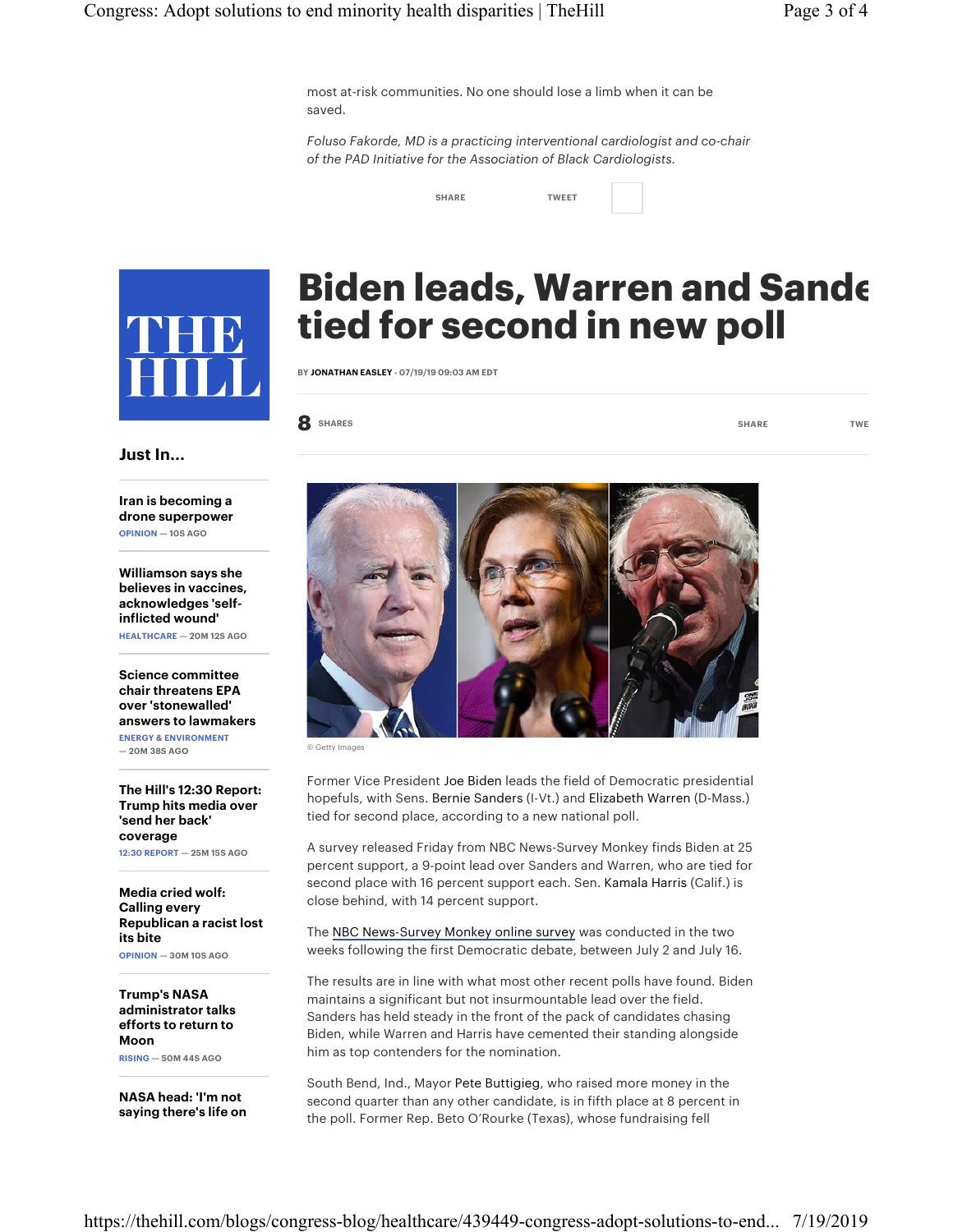most at-risk communities. No one should lose a limb when it can be saved.

*Foluso Fakorde, MD is a practicing interventional cardiologist and co-chair of the PAD Initiative for the Association of Black Cardiologists.*

SHARE TWEET

THE HILL

# Biden leads, Warren and Sande tied for second in new poll

BY **JONATHAN EASLEY** - 07/19/19 09:03 AM EDT

**8** SHARES SHARE TWE

© Getty Images

Former Vice President Joe Biden leads the field of Democratic presidential hopefuls, with Sens. Bernie Sanders (I-Vt.) and Elizabeth Warren (D-Mass.) tied for second place, according to a new national poll.

A survey released Friday from NBC News-Survey Monkey finds Biden at 25 percent support, a 9-point lead over Sanders and Warren, who are tied for second place with 16 percent support each. Sen. Kamala Harris (Calif.) is close behind, with 14 percent support.

The NBC News-Survey Monkey online survey was conducted in the two weeks following the first Democratic debate, between July 2 and July 16.

The results are in line with what most other recent polls have found. Biden maintains a significant but not insurmountable lead over the field. Sanders has held steady in the front of the pack of candidates chasing Biden, while Warren and Harris have cemented their standing alongside him as top contenders for the nomination.

South Bend, Ind., Mayor Pete Buttigieg, who raised more money in the second quarter than any other candidate, is in fifth place at 8 percent in the poll. Former Rep. Beto O'Rourke (Texas), whose fundraising fell

## Just In...

**Iran is becoming a drone superpower**
OPINION — 10S AGO

**Williamson says she believes in vaccines, acknowledges 'self-inflicted wound'**
HEALTHCARE — 20M 12S AGO

**Science committee chair threatens EPA over 'stonewalled' answers to lawmakers**
ENERGY & ENVIRONMENT — 20M 38S AGO

**The Hill's 12:30 Report: Trump hits media over 'send her back' coverage**
12:30 REPORT — 25M 15S AGO

**Media cried wolf: Calling every Republican a racist lost its bite**
OPINION — 30M 10S AGO

**Trump's NASA administrator talks efforts to return to Moon**
RISING — 50M 44S AGO

**NASA head: 'I'm not saying there's life on**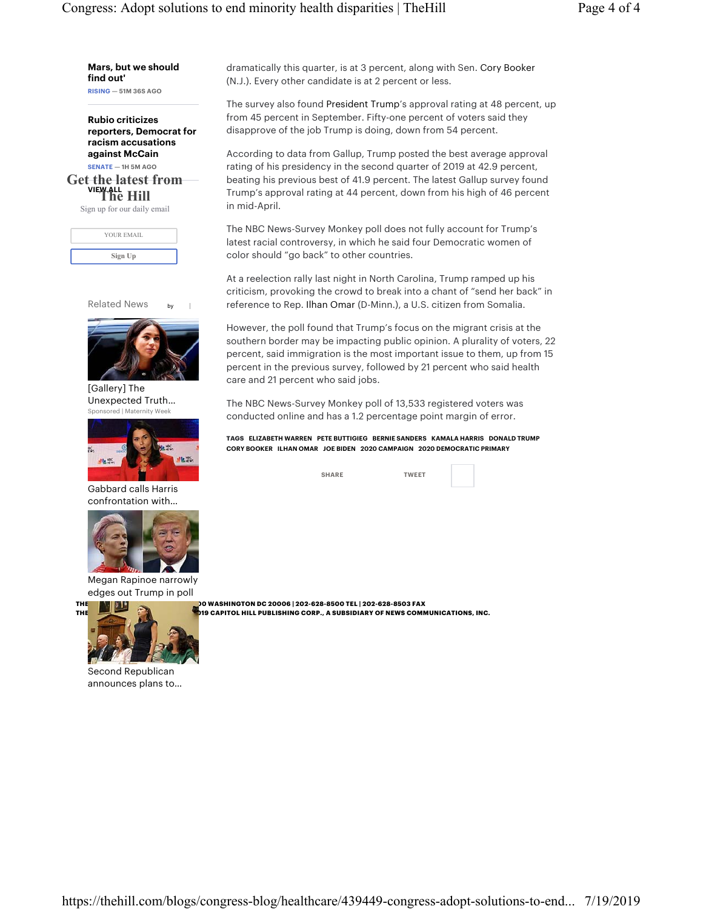Mars, but we should find out'

RISING — 51M 36S AGO

Rubio criticizes reporters, Democrat for racism accusations against McCain

SENATE — 1H 5M AGO

VIEW ALL

Get the latest from The Hill

Sign up for our daily email

YOUR EMAIL

Sign Up

Related News by

[Gallery] The Unexpected Truth...

Sponsored | Maternity Week

Gabbard calls Harris confrontation with...

Megan Rapinoe narrowly edges out Trump in poll

Second Republican announces plans to...

dramatically this quarter, is at 3 percent, along with Sen. Cory Booker (N.J.). Every other candidate is at 2 percent or less.

The survey also found President Trump's approval rating at 48 percent, up from 45 percent in September. Fifty-one percent of voters said they disapprove of the job Trump is doing, down from 54 percent.

According to data from Gallup, Trump posted the best average approval rating of his presidency in the second quarter of 2019 at 42.9 percent, beating his previous best of 41.9 percent. The latest Gallup survey found Trump's approval rating at 44 percent, down from his high of 46 percent in mid-April.

The NBC News-Survey Monkey poll does not fully account for Trump's latest racial controversy, in which he said four Democratic women of color should "go back" to other countries.

At a reelection rally last night in North Carolina, Trump ramped up his criticism, provoking the crowd to break into a chant of "send her back" in reference to Rep. Ilhan Omar (D-Minn.), a U.S. citizen from Somalia.

However, the poll found that Trump's focus on the migrant crisis at the southern border may be impacting public opinion. A plurality of voters, 22 percent, said immigration is the most important issue to them, up from 15 percent in the previous survey, followed by 21 percent who said health care and 21 percent who said jobs.

The NBC News-Survey Monkey poll of 13,533 registered voters was conducted online and has a 1.2 percentage point margin of error.

TAGS ELIZABETH WARREN PETE BUTTIGIEG BERNIE SANDERS KAMALA HARRIS DONALD TRUMP CORY BOOKER ILHAN OMAR JOE BIDEN 2020 CAMPAIGN 2020 DEMOCRATIC PRIMARY

SHARE TWEET

THE ... 0 WASHINGTON DC 20006 | 202-628-8500 TEL | 202-628-8503 FAX

THE ... 19 CAPITOL HILL PUBLISHING CORP., A SUBSIDIARY OF NEWS COMMUNICATIONS, INC.